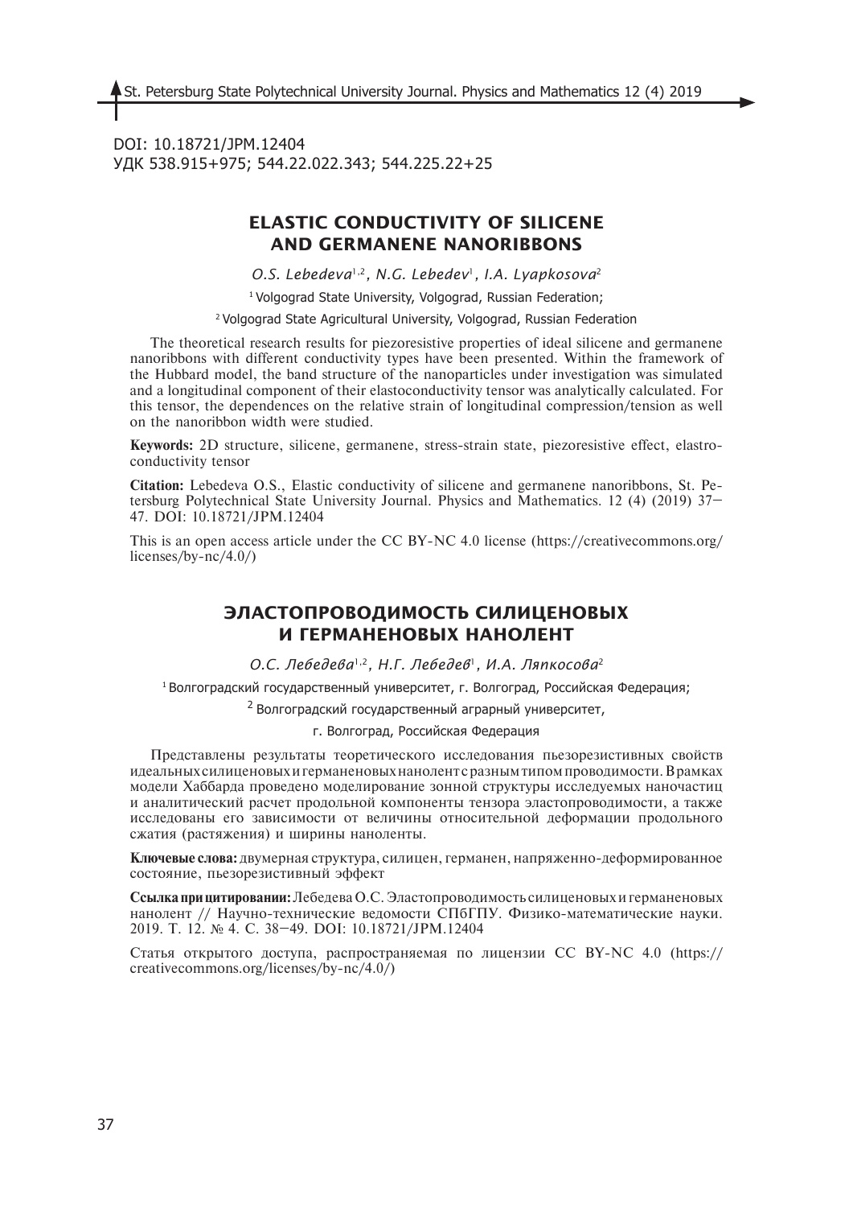DOI: 10.18721/JPM.12404
УДК 538.915+975; 544.22.022.343; 544.225.22+25

# ELASTIC CONDUCTIVITY OF SILICENE AND GERMANENE NANORIBBONS

*O.S. Lebedeva*[1,2], *N.G. Lebedev*[1], *I.A. Lyapkosova*[2]

[1] Volgograd State University, Volgograd, Russian Federation;

[2] Volgograd State Agricultural University, Volgograd, Russian Federation

The theoretical research results for piezoresistive properties of ideal silicene and germanene nanoribbons with different conductivity types have been presented. Within the framework of the Hubbard model, the band structure of the nanoparticles under investigation was simulated and a longitudinal component of their elastoconductivity tensor was analytically calculated. For this tensor, the dependences on the relative strain of longitudinal compression/tension as well on the nanoribbon width were studied.

**Keywords:** 2D structure, silicene, germanene, stress-strain state, piezoresistive effect, elastroconductivity tensor

**Citation:** Lebedeva O.S., Elastic conductivity of silicene and germanene nanoribbons, St. Petersburg Polytechnical State University Journal. Physics and Mathematics. 12 (4) (2019) 37–47. DOI: 10.18721/JPM.12404

This is an open access article under the CC BY-NC 4.0 license (https://creativecommons.org/licenses/by-nc/4.0/)

# ЭЛАСТОПРОВОДИМОСТЬ СИЛИЦЕНОВЫХ И ГЕРМАНЕНОВЫХ НАНОЛЕНТ

*О.С. Лебедева*[1,2], *Н.Г. Лебедев*[1], *И.А. Ляпкосова*[2]

[1] Волгоградский государственный университет, г. Волгоград, Российская Федерация;

[2] Волгоградский государственный аграрный университет, г. Волгоград, Российская Федерация

Представлены результаты теоретического исследования пьезорезистивных свойств идеальных силиценовых и германеновых нанолент с разным типом проводимости. В рамках модели Хаббарда проведено моделирование зонной структуры исследуемых наночастиц и аналитический расчет продольной компоненты тензора эластопроводимости, а также исследованы его зависимости от величины относительной деформации продольного сжатия (растяжения) и ширины наноленты.

**Ключевые слова:** двумерная структура, силицен, германен, напряженно-деформированное состояние, пьезорезистивный эффект

**Ссылка при цитировании:** Лебедева О.С. Эластопроводимость силиценовых и германеновых нанолент // Научно-технические ведомости СПбГПУ. Физико-математические науки. 2019. Т. 12. № 4. С. 38–49. DOI: 10.18721/JPM.12404

Статья открытого доступа, распространяемая по лицензии CC BY-NC 4.0 (https://creativecommons.org/licenses/by-nc/4.0/)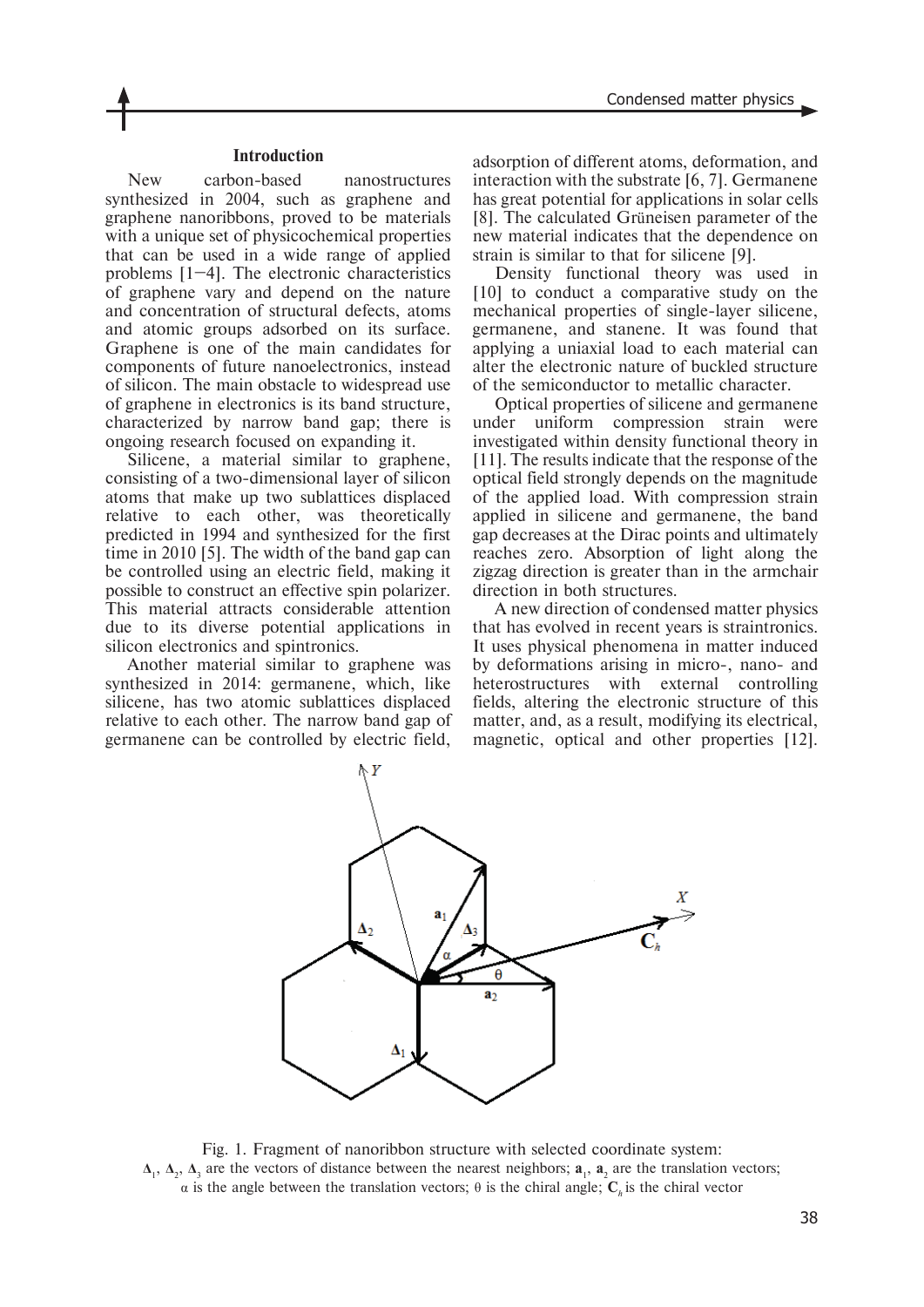## Introduction

New carbon-based nanostructures synthesized in 2004, such as graphene and graphene nanoribbons, proved to be materials with a unique set of physicochemical properties that can be used in a wide range of applied problems [1–4]. The electronic characteristics of graphene vary and depend on the nature and concentration of structural defects, atoms and atomic groups adsorbed on its surface. Graphene is one of the main candidates for components of future nanoelectronics, instead of silicon. The main obstacle to widespread use of graphene in electronics is its band structure, characterized by narrow band gap; there is ongoing research focused on expanding it.

Silicene, a material similar to graphene, consisting of a two-dimensional layer of silicon atoms that make up two sublattices displaced relative to each other, was theoretically predicted in 1994 and synthesized for the first time in 2010 [5]. The width of the band gap can be controlled using an electric field, making it possible to construct an effective spin polarizer. This material attracts considerable attention due to its diverse potential applications in silicon electronics and spintronics.

Another material similar to graphene was synthesized in 2014: germanene, which, like silicene, has two atomic sublattices displaced relative to each other. The narrow band gap of germanene can be controlled by electric field, adsorption of different atoms, deformation, and interaction with the substrate [6, 7]. Germanene has great potential for applications in solar cells [8]. The calculated Grüneisen parameter of the new material indicates that the dependence on strain is similar to that for silicene [9].

Density functional theory was used in [10] to conduct a comparative study on the mechanical properties of single-layer silicene, germanene, and stanene. It was found that applying a uniaxial load to each material can alter the electronic nature of buckled structure of the semiconductor to metallic character.

Optical properties of silicene and germanene under uniform compression strain were investigated within density functional theory in [11]. The results indicate that the response of the optical field strongly depends on the magnitude of the applied load. With compression strain applied in silicene and germanene, the band gap decreases at the Dirac points and ultimately reaches zero. Absorption of light along the zigzag direction is greater than in the armchair direction in both structures.

A new direction of condensed matter physics that has evolved in recent years is straintronics. It uses physical phenomena in matter induced by deformations arising in micro-, nano- and heterostructures with external controlling fields, altering the electronic structure of this matter, and, as a result, modifying its electrical, magnetic, optical and other properties [12].

Fig. 1. Fragment of nanoribbon structure with selected coordinate system:
$\mathbf{\Delta}_1$, $\mathbf{\Delta}_2$, $\mathbf{\Delta}_3$ are the vectors of distance between the nearest neighbors; $\mathbf{a}_1$, $\mathbf{a}_2$ are the translation vectors; $\alpha$ is the angle between the translation vectors; $\theta$ is the chiral angle; $\mathbf{C}_h$ is the chiral vector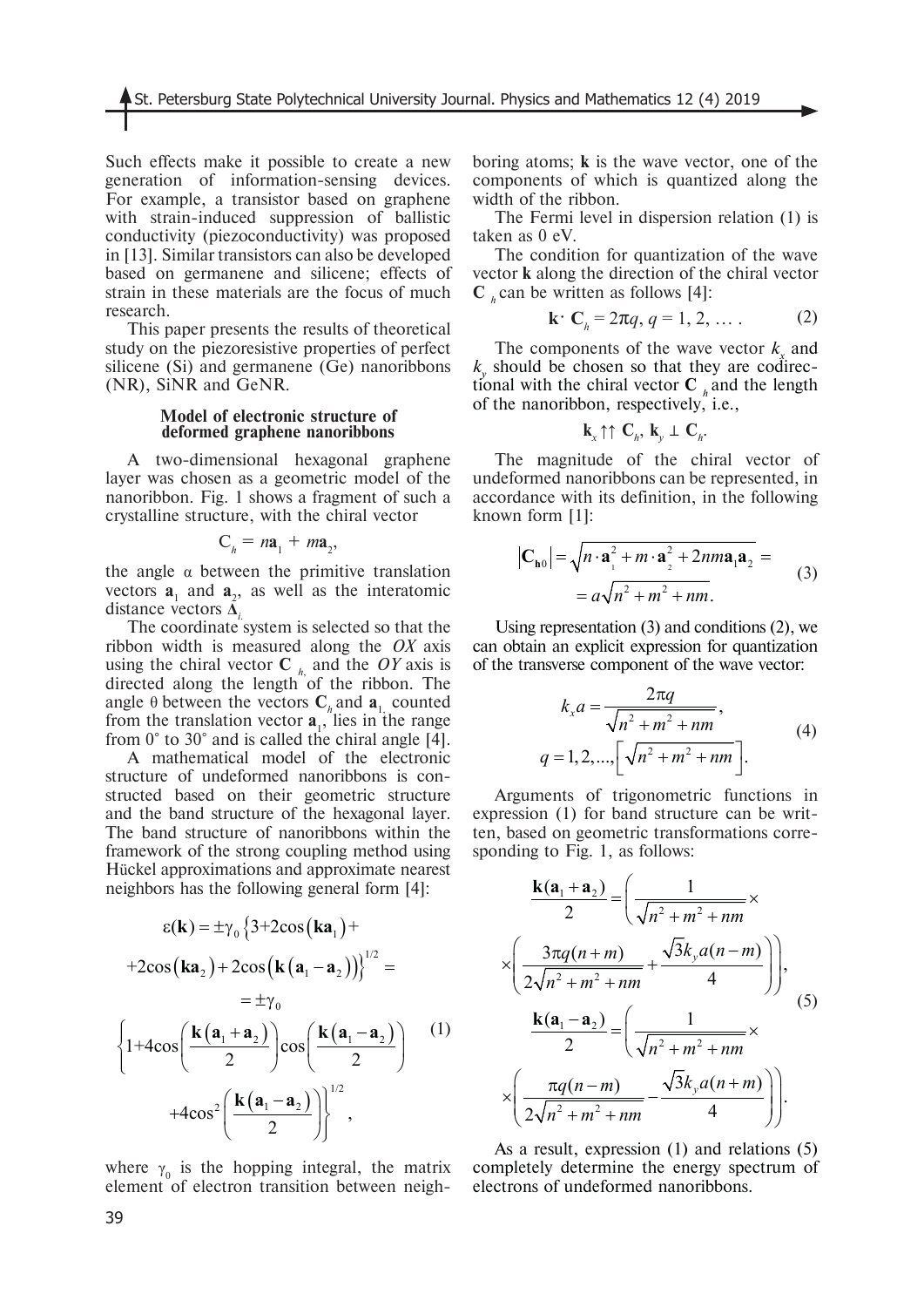Such effects make it possible to create a new generation of information-sensing devices. For example, a transistor based on graphene with strain-induced suppression of ballistic conductivity (piezoconductivity) was proposed in [13]. Similar transistors can also be developed based on germanene and silicene; effects of strain in these materials are the focus of much research.

This paper presents the results of theoretical study on the piezoresistive properties of perfect silicene (Si) and germanene (Ge) nanoribbons (NR), SiNR and GeNR.

### Model of electronic structure of deformed graphene nanoribbons

A two-dimensional hexagonal graphene layer was chosen as a geometric model of the nanoribbon. Fig. 1 shows a fragment of such a crystalline structure, with the chiral vector

$$C_h = n\mathbf{a}_1 + m\mathbf{a}_2,$$

the angle $\alpha$ between the primitive translation vectors $\mathbf{a}_1$ and $\mathbf{a}_2$, as well as the interatomic distance vectors $\Delta_i$.

The coordinate system is selected so that the ribbon width is measured along the $OX$ axis using the chiral vector $\mathbf{C}_h$, and the $OY$ axis is directed along the length of the ribbon. The angle $\theta$ between the vectors $\mathbf{C}_h$ and $\mathbf{a}_1$, counted from the translation vector $\mathbf{a}_1$, lies in the range from 0° to 30° and is called the chiral angle [4].

A mathematical model of the electronic structure of undeformed nanoribbons is constructed based on their geometric structure and the band structure of the hexagonal layer. The band structure of nanoribbons within the framework of the strong coupling method using Hückel approximations and approximate nearest neighbors has the following general form [4]:

$$\varepsilon(\mathbf{k}) = \pm\gamma_0 \left\{3+2\cos(\mathbf{k}\mathbf{a}_1) + 2\cos(\mathbf{k}\mathbf{a}_2) + 2\cos\left(\mathbf{k}\left(\mathbf{a}_1 - \mathbf{a}_2\right)\right)\right\}^{1/2} = \pm\gamma_0 \left\{1+4\cos\left(\frac{\mathbf{k}\left(\mathbf{a}_1+\mathbf{a}_2\right)}{2}\right)\cos\left(\frac{\mathbf{k}\left(\mathbf{a}_1-\mathbf{a}_2\right)}{2}\right) + 4\cos^2\left(\frac{\mathbf{k}\left(\mathbf{a}_1-\mathbf{a}_2\right)}{2}\right)\right\}^{1/2}, \tag{1}$$

where $\gamma_0$ is the hopping integral, the matrix element of electron transition between neighboring atoms; $\mathbf{k}$ is the wave vector, one of the components of which is quantized along the width of the ribbon.

The Fermi level in dispersion relation (1) is taken as 0 eV.

The condition for quantization of the wave vector $\mathbf{k}$ along the direction of the chiral vector $\mathbf{C}_h$ can be written as follows [4]:

$$\mathbf{k} \cdot \mathbf{C}_h = 2\pi q,\ q = 1, 2, \ldots . \tag{2}$$

The components of the wave vector $k_x$ and $k_y$ should be chosen so that they are codirectional with the chiral vector $\mathbf{C}_h$ and the length of the nanoribbon, respectively, i.e.,

$$\mathbf{k}_x \uparrow\uparrow \mathbf{C}_h,\ \mathbf{k}_y \perp \mathbf{C}_h.$$

The magnitude of the chiral vector of undeformed nanoribbons can be represented, in accordance with its definition, in the following known form [1]:

$$\left|\mathbf{C}_{\mathbf{h}0}\right| = \sqrt{n\cdot\mathbf{a}_1^2 + m\cdot\mathbf{a}_2^2 + 2nm\mathbf{a}_1\mathbf{a}_2} = a\sqrt{n^2+m^2+nm}. \tag{3}$$

Using representation (3) and conditions (2), we can obtain an explicit expression for quantization of the transverse component of the wave vector:

$$k_x a = \frac{2\pi q}{\sqrt{n^2+m^2+nm}},\quad q = 1, 2, \ldots, \left[\sqrt{n^2+m^2+nm}\right]. \tag{4}$$

Arguments of trigonometric functions in expression (1) for band structure can be written, based on geometric transformations corresponding to Fig. 1, as follows:

$$\frac{\mathbf{k}(\mathbf{a}_1+\mathbf{a}_2)}{2} = \left(\frac{1}{\sqrt{n^2+m^2+nm}} \times \left(\frac{3\pi q(n+m)}{2\sqrt{n^2+m^2+nm}} + \frac{\sqrt{3}k_y a(n-m)}{4}\right)\right),$$
$$\frac{\mathbf{k}(\mathbf{a}_1-\mathbf{a}_2)}{2} = \left(\frac{1}{\sqrt{n^2+m^2+nm}} \times \left(\frac{\pi q(n-m)}{2\sqrt{n^2+m^2+nm}} - \frac{\sqrt{3}k_y a(n+m)}{4}\right)\right). \tag{5}$$

As a result, expression (1) and relations (5) completely determine the energy spectrum of electrons of undeformed nanoribbons.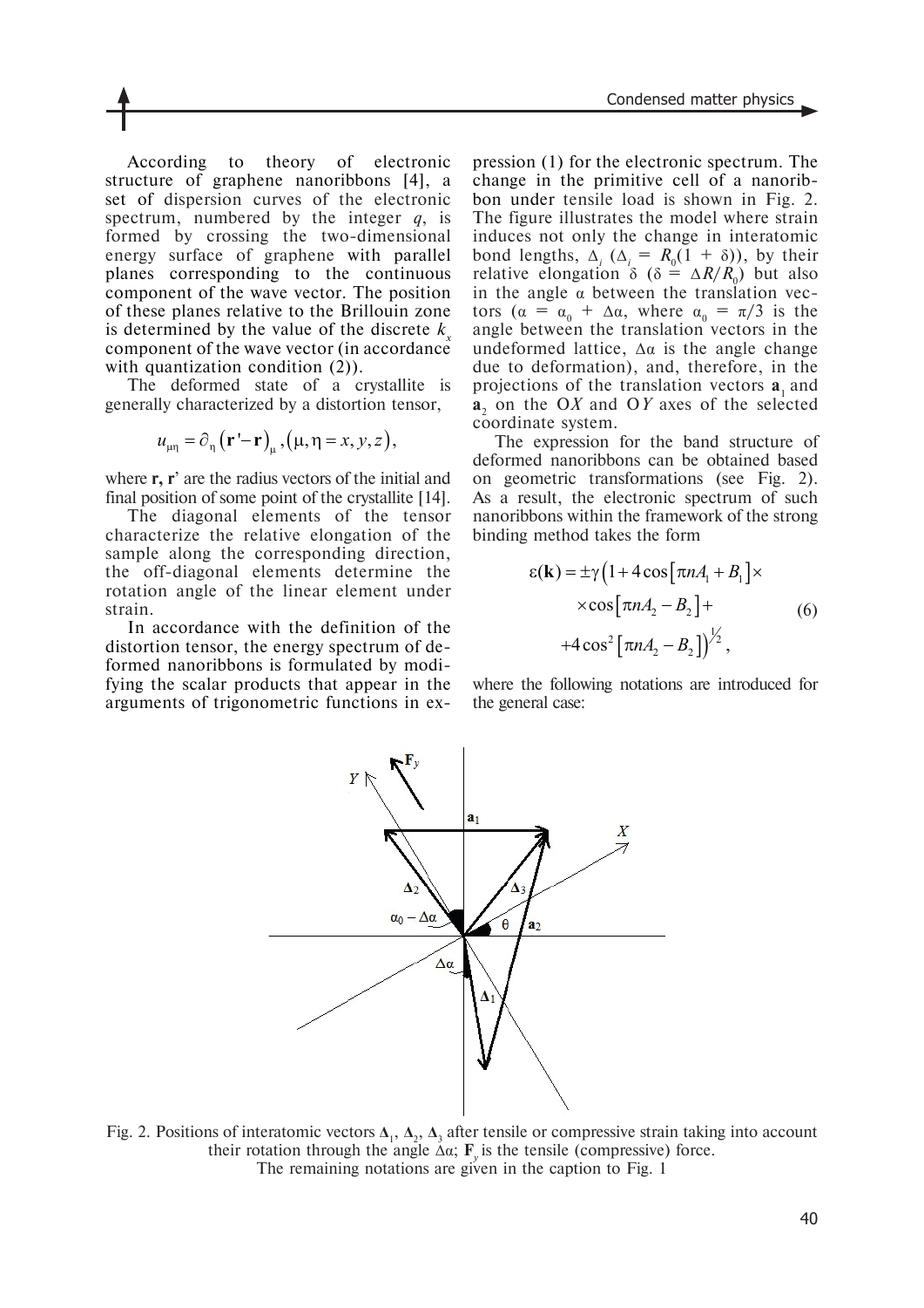According to theory of electronic structure of graphene nanoribbons [4], a set of dispersion curves of the electronic spectrum, numbered by the integer $q$, is formed by crossing the two-dimensional energy surface of graphene with parallel planes corresponding to the continuous component of the wave vector. The position of these planes relative to the Brillouin zone is determined by the value of the discrete $k_x$ component of the wave vector (in accordance with quantization condition (2)).

The deformed state of a crystallite is generally characterized by a distortion tensor,

$$u_{\mu\eta} = \partial_\eta \left(\mathbf{r}' - \mathbf{r}\right)_\mu, \left(\mu, \eta = x, y, z\right),$$

where **r**, **r**' are the radius vectors of the initial and final position of some point of the crystallite [14].

The diagonal elements of the tensor characterize the relative elongation of the sample along the corresponding direction, the off-diagonal elements determine the rotation angle of the linear element under strain.

In accordance with the definition of the distortion tensor, the energy spectrum of deformed nanoribbons is formulated by modifying the scalar products that appear in the arguments of trigonometric functions in expression (1) for the electronic spectrum. The change in the primitive cell of a nanoribbon under tensile load is shown in Fig. 2. The figure illustrates the model where strain induces not only the change in interatomic bond lengths, $\Delta_i$ ($\Delta_i = R_0(1 + \delta)$), by their relative elongation $\delta$ ($\delta = \Delta R/R_0$) but also in the angle $\alpha$ between the translation vectors ($\alpha = \alpha_0 + \Delta\alpha$, where $\alpha_0 = \pi/3$ is the angle between the translation vectors in the undeformed lattice, $\Delta\alpha$ is the angle change due to deformation), and, therefore, in the projections of the translation vectors $\mathbf{a}_1$ and $\mathbf{a}_2$ on the O$X$ and O$Y$ axes of the selected coordinate system.

The expression for the band structure of deformed nanoribbons can be obtained based on geometric transformations (see Fig. 2). As a result, the electronic spectrum of such nanoribbons within the framework of the strong binding method takes the form

$$\varepsilon(\mathbf{k}) = \pm\gamma\Big(1 + 4\cos\left[\pi n A_1 + B_1\right] \times \cos\left[\pi n A_2 - B_2\right] + 4\cos^2\left[\pi n A_2 - B_2\right]\Big)^{1/2}, \quad (6)$$

where the following notations are introduced for the general case:

Fig. 2. Positions of interatomic vectors $\mathbf{\Delta}_1$, $\mathbf{\Delta}_2$, $\mathbf{\Delta}_3$ after tensile or compressive strain taking into account their rotation through the angle $\Delta\alpha$; $\mathbf{F}_y$ is the tensile (compressive) force.
The remaining notations are given in the caption to Fig. 1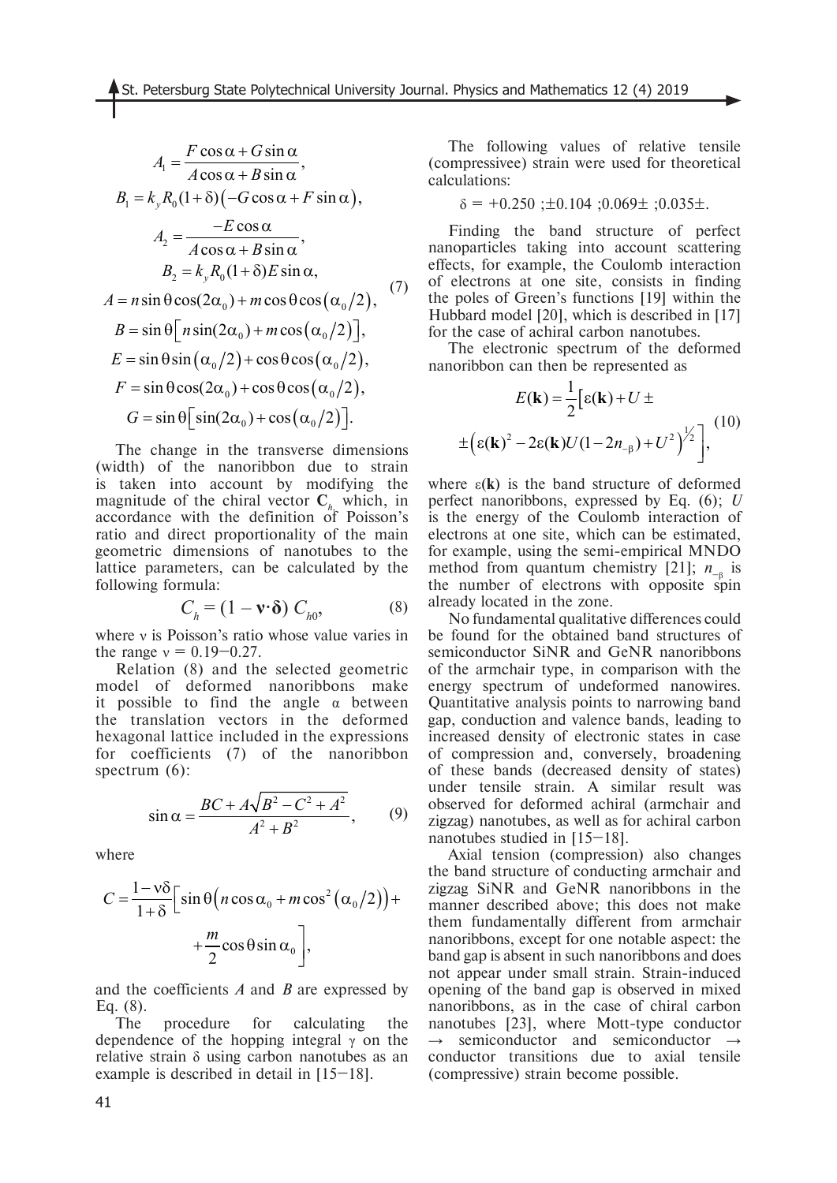$$
\begin{gathered}
A_1 = \frac{F\cos\alpha + G\sin\alpha}{A\cos\alpha + B\sin\alpha},\\
B_1 = k_y R_0(1+\delta)\left(-G\cos\alpha + F\sin\alpha\right),\\
A_2 = \frac{-E\cos\alpha}{A\cos\alpha + B\sin\alpha},\\
B_2 = k_y R_0(1+\delta)E\sin\alpha,\\
A = n\sin\theta\cos(2\alpha_0) + m\cos\theta\cos\left(\alpha_0/2\right),\\
B = \sin\theta\left[n\sin(2\alpha_0) + m\cos\left(\alpha_0/2\right)\right],\\
E = \sin\theta\sin\left(\alpha_0/2\right) + \cos\theta\cos\left(\alpha_0/2\right),\\
F = \sin\theta\cos(2\alpha_0) + \cos\theta\cos\left(\alpha_0/2\right),\\
G = \sin\theta\left[\sin(2\alpha_0) + \cos\left(\alpha_0/2\right)\right].
\end{gathered}
\tag{7}
$$

The change in the transverse dimensions (width) of the nanoribbon due to strain is taken into account by modifying the magnitude of the chiral vector $\mathbf{C}_h$, which, in accordance with the definition of Poisson's ratio and direct proportionality of the main geometric dimensions of nanotubes to the lattice parameters, can be calculated by the following formula:

$$
C_h = (1 - \mathbf{v}\cdot\boldsymbol{\delta})\, C_{h0}, \tag{8}
$$

where $\nu$ is Poisson's ratio whose value varies in the range $\nu = 0.19$–$0.27$.

Relation (8) and the selected geometric model of deformed nanoribbons make it possible to find the angle $\alpha$ between the translation vectors in the deformed hexagonal lattice included in the expressions for coefficients (7) of the nanoribbon spectrum (6):

$$
\sin\alpha = \frac{BC + A\sqrt{B^2 - C^2 + A^2}}{A^2 + B^2}, \tag{9}
$$

where

$$
C = \frac{1-\nu\delta}{1+\delta}\left[\sin\theta\left(n\cos\alpha_0 + m\cos^2\left(\alpha_0/2\right)\right) + \frac{m}{2}\cos\theta\sin\alpha_0\right],
$$

and the coefficients $A$ and $B$ are expressed by Eq. (8).

The procedure for calculating the dependence of the hopping integral $\gamma$ on the relative strain $\delta$ using carbon nanotubes as an example is described in detail in [15–18].

The following values of relative tensile (compressivee) strain were used for theoretical calculations:

$$
\delta = +0.250\ ;\pm 0.104\ ;0.069\pm\ ;0.035\pm.
$$

Finding the band structure of perfect nanoparticles taking into account scattering effects, for example, the Coulomb interaction of electrons at one site, consists in finding the poles of Green's functions [19] within the Hubbard model [20], which is described in [17] for the case of achiral carbon nanotubes.

The electronic spectrum of the deformed nanoribbon can then be represented as

$$
E(\mathbf{k}) = \frac{1}{2}\Big[\varepsilon(\mathbf{k}) + U \pm \pm\left(\varepsilon(\mathbf{k})^2 - 2\varepsilon(\mathbf{k})U(1-2n_{-\beta}) + U^2\right)^{1/2}\Big], \tag{10}
$$

where $\varepsilon(\mathbf{k})$ is the band structure of deformed perfect nanoribbons, expressed by Eq. (6); $U$ is the energy of the Coulomb interaction of electrons at one site, which can be estimated, for example, using the semi-empirical MNDO method from quantum chemistry [21]; $n_{-\beta}$ is the number of electrons with opposite spin already located in the zone.

No fundamental qualitative differences could be found for the obtained band structures of semiconductor SiNR and GeNR nanoribbons of the armchair type, in comparison with the energy spectrum of undeformed nanowires. Quantitative analysis points to narrowing band gap, conduction and valence bands, leading to increased density of electronic states in case of compression and, conversely, broadening of these bands (decreased density of states) under tensile strain. A similar result was observed for deformed achiral (armchair and zigzag) nanotubes, as well as for achiral carbon nanotubes studied in [15–18].

Axial tension (compression) also changes the band structure of conducting armchair and zigzag SiNR and GeNR nanoribbons in the manner described above; this does not make them fundamentally different from armchair nanoribbons, except for one notable aspect: the band gap is absent in such nanoribbons and does not appear under small strain. Strain-induced opening of the band gap is observed in mixed nanoribbons, as in the case of chiral carbon nanotubes [23], where Mott-type conductor → semiconductor and semiconductor → conductor transitions due to axial tensile (compressive) strain become possible.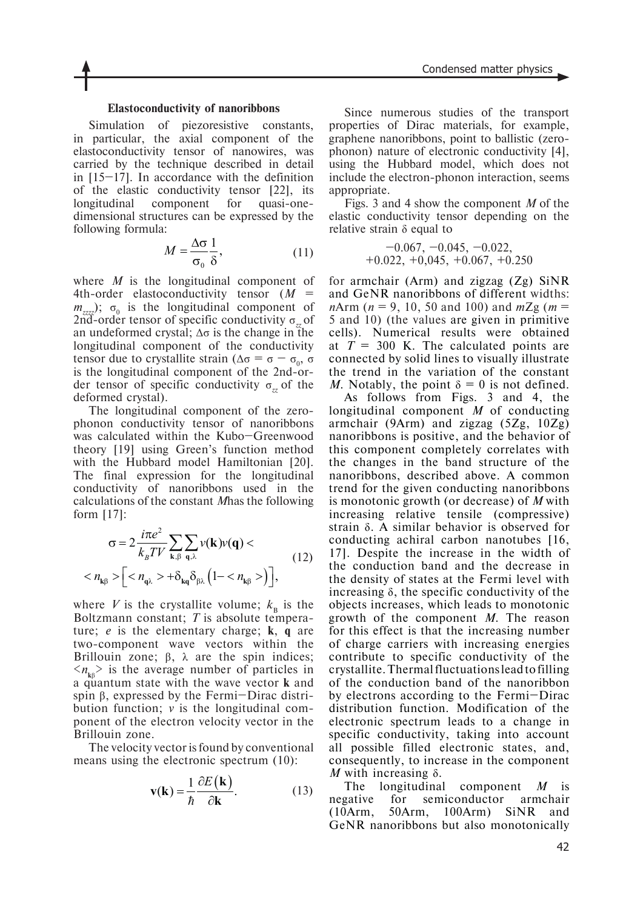### Elastoconductivity of nanoribbons

Simulation of piezoresistive constants, in particular, the axial component of the elastoconductivity tensor of nanowires, was carried by the technique described in detail in [15–17]. In accordance with the definition of the elastic conductivity tensor [22], its longitudinal component for quasi-one-dimensional structures can be expressed by the following formula:

$$M = \frac{\Delta\sigma}{\sigma_0}\frac{1}{\delta}, \quad (11)$$

where $M$ is the longitudinal component of 4th-order elastoconductivity tensor ($M = m_{zzzz}$); $\sigma_0$ is the longitudinal component of 2nd-order tensor of specific conductivity $\sigma_{zz}$ of an undeformed crystal; $\Delta\sigma$ is the change in the longitudinal component of the conductivity tensor due to crystallite strain ($\Delta\sigma = \sigma - \sigma_0$, $\sigma$ is the longitudinal component of the 2nd-order tensor of specific conductivity $\sigma_{zz}$ of the deformed crystal).

The longitudinal component of the zero-phonon conductivity tensor of nanoribbons was calculated within the Kubo–Greenwood theory [19] using Green's function method with the Hubbard model Hamiltonian [20]. The final expression for the longitudinal conductivity of nanoribbons used in the calculations of the constant $M$ has the following form [17]:

$$\sigma = 2\frac{i\pi e^2}{k_B T V}\sum_{\mathbf{k},\beta}\sum_{\mathbf{q},\lambda} v(\mathbf{k})v(\mathbf{q}) < \\ < n_{\mathbf{k}\beta} > \left[ < n_{\mathbf{q}\lambda} > + \delta_{\mathbf{kq}}\delta_{\beta\lambda}\left(1 - < n_{\mathbf{k}\beta} >\right)\right], \quad (12)$$

where $V$ is the crystallite volume; $k_B$ is the Boltzmann constant; $T$ is absolute temperature; $e$ is the elementary charge; $\mathbf{k}$, $\mathbf{q}$ are two-component wave vectors within the Brillouin zone; $\beta$, $\lambda$ are the spin indices; $<n_{\mathbf{k}\beta}>$ is the average number of particles in a quantum state with the wave vector $\mathbf{k}$ and spin $\beta$, expressed by the Fermi–Dirac distribution function; $v$ is the longitudinal component of the electron velocity vector in the Brillouin zone.

The velocity vector is found by conventional means using the electronic spectrum (10):

$$\mathbf{v}(\mathbf{k}) = \frac{1}{\hbar}\frac{\partial E(\mathbf{k})}{\partial \mathbf{k}}. \quad (13)$$

Since numerous studies of the transport properties of Dirac materials, for example, graphene nanoribbons, point to ballistic (zero-phonon) nature of electronic conductivity [4], using the Hubbard model, which does not include the electron-phonon interaction, seems appropriate.

Figs. 3 and 4 show the component $M$ of the elastic conductivity tensor depending on the relative strain $\delta$ equal to

$$-0.067,\ -0.045,\ -0.022,\\ +0.022,\ +0{,}045,\ +0.067,\ +0.250$$

for armchair (Arm) and zigzag (Zg) SiNR and GeNR nanoribbons of different widths: $n$Arm ($n$ = 9, 10, 50 and 100) and $m$Zg ($m$ = 5 and 10) (the values are given in primitive cells). Numerical results were obtained at $T$ = 300 K. The calculated points are connected by solid lines to visually illustrate the trend in the variation of the constant $M$. Notably, the point $\delta = 0$ is not defined.

As follows from Figs. 3 and 4, the longitudinal component $M$ of conducting armchair (9Arm) and zigzag (5Zg, 10Zg) nanoribbons is positive, and the behavior of this component completely correlates with the changes in the band structure of the nanoribbons, described above. A common trend for the given conducting nanoribbons is monotonic growth (or decrease) of $M$ with increasing relative tensile (compressive) strain $\delta$. A similar behavior is observed for conducting achiral carbon nanotubes [16, 17]. Despite the increase in the width of the conduction band and the decrease in the density of states at the Fermi level with increasing $\delta$, the specific conductivity of the objects increases, which leads to monotonic growth of the component $M$. The reason for this effect is that the increasing number of charge carriers with increasing energies contribute to specific conductivity of the crystallite. Thermal fluctuations lead to filling of the conduction band of the nanoribbon by electrons according to the Fermi–Dirac distribution function. Modification of the electronic spectrum leads to a change in specific conductivity, taking into account all possible filled electronic states, and, consequently, to increase in the component $M$ with increasing $\delta$.

The longitudinal component $M$ is negative for semiconductor armchair (10Arm, 50Arm, 100Arm) SiNR and GeNR nanoribbons but also monotonically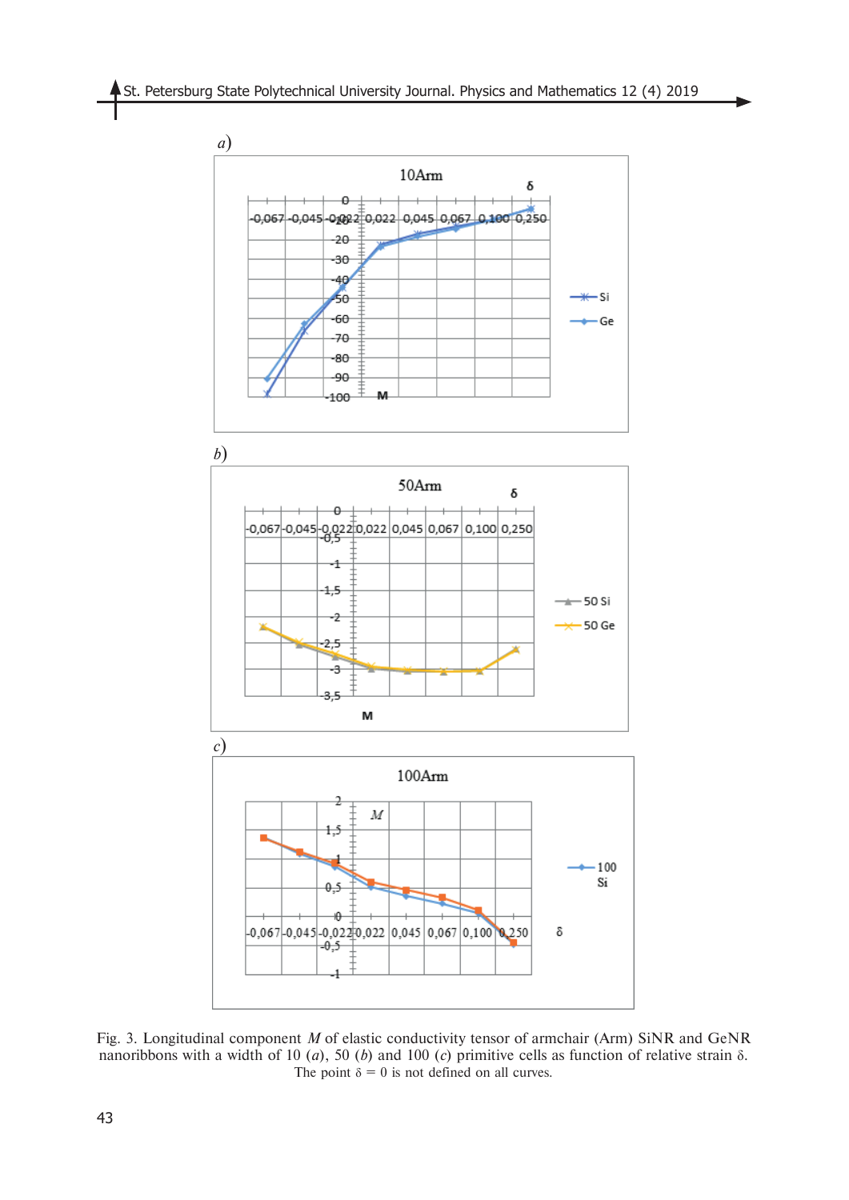Fig. 3. Longitudinal component $M$ of elastic conductivity tensor of armchair (Arm) SiNR and GeNR nanoribbons with a width of 10 (*a*), 50 (*b*) and 100 (*c*) primitive cells as function of relative strain δ. The point δ = 0 is not defined on all curves.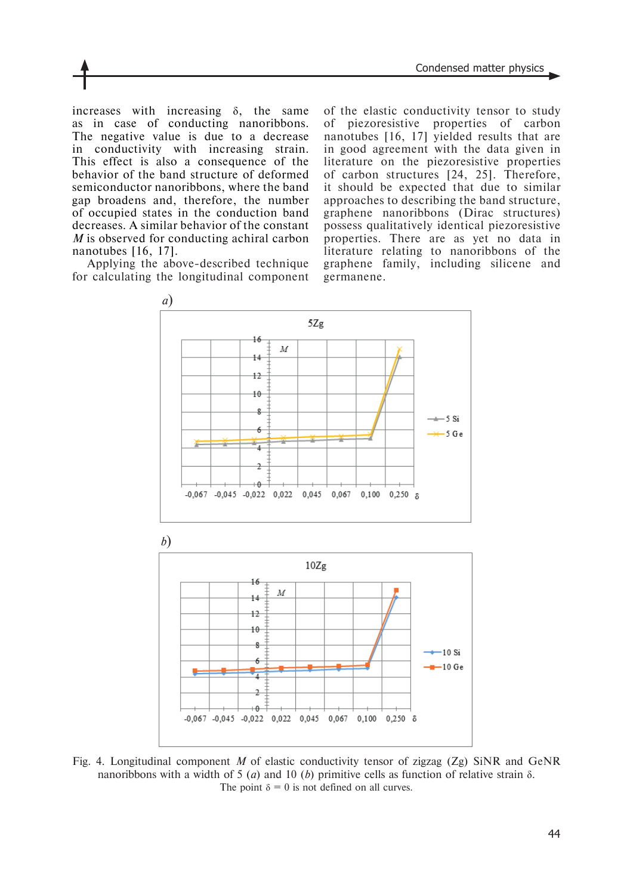increases with increasing δ, the same as in case of conducting nanoribbons. The negative value is due to a decrease in conductivity with increasing strain. This effect is also a consequence of the behavior of the band structure of deformed semiconductor nanoribbons, where the band gap broadens and, therefore, the number of occupied states in the conduction band decreases. A similar behavior of the constant *M* is observed for conducting achiral carbon nanotubes [16, 17].

Applying the above-described technique for calculating the longitudinal component of the elastic conductivity tensor to study of piezoresistive properties of carbon nanotubes [16, 17] yielded results that are in good agreement with the data given in literature on the piezoresistive properties of carbon structures [24, 25]. Therefore, it should be expected that due to similar approaches to describing the band structure, graphene nanoribbons (Dirac structures) possess qualitatively identical piezoresistive properties. There are as yet no data in literature relating to nanoribbons of the graphene family, including silicene and germanene.

Fig. 4. Longitudinal component *M* of elastic conductivity tensor of zigzag (Zg) SiNR and GeNR nanoribbons with a width of 5 (*a*) and 10 (*b*) primitive cells as function of relative strain δ. The point δ = 0 is not defined on all curves.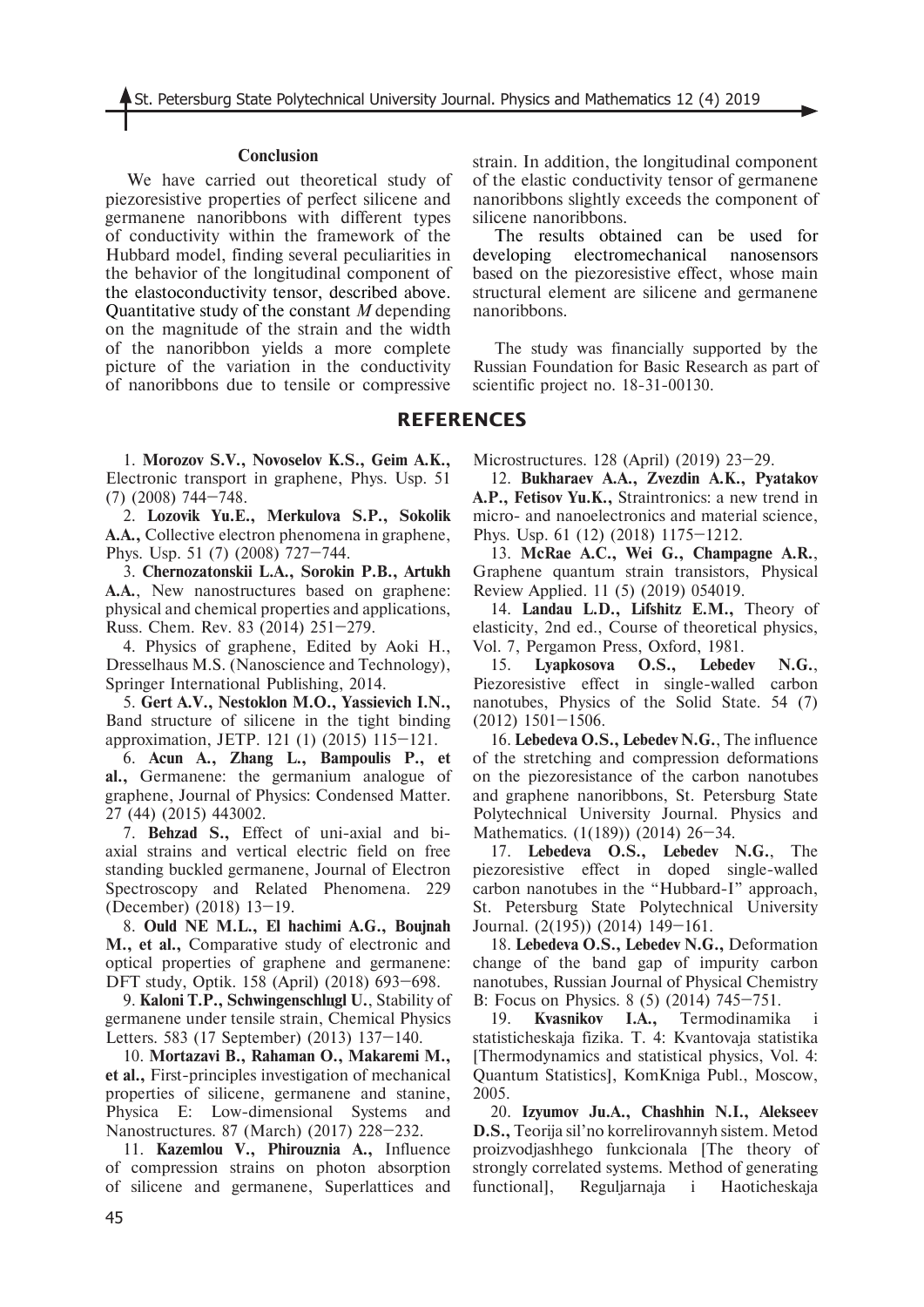## Conclusion

We have carried out theoretical study of piezoresistive properties of perfect silicene and germanene nanoribbons with different types of conductivity within the framework of the Hubbard model, finding several peculiarities in the behavior of the longitudinal component of the elastoconductivity tensor, described above. Quantitative study of the constant $M$ depending on the magnitude of the strain and the width of the nanoribbon yields a more complete picture of the variation in the conductivity of nanoribbons due to tensile or compressive strain. In addition, the longitudinal component of the elastic conductivity tensor of germanene nanoribbons slightly exceeds the component of silicene nanoribbons.

The results obtained can be used for developing electromechanical nanosensors based on the piezoresistive effect, whose main structural element are silicene and germanene nanoribbons.

The study was financially supported by the Russian Foundation for Basic Research as part of scientific project no. 18-31-00130.

## REFERENCES

1. **Morozov S.V., Novoselov K.S., Geim A.K.,** Electronic transport in graphene, Phys. Usp. 51 (7) (2008) 744–748.

2. **Lozovik Yu.E., Merkulova S.P., Sokolik A.A.,** Collective electron phenomena in graphene, Phys. Usp. 51 (7) (2008) 727–744.

3. **Chernozatonskii L.A., Sorokin P.B., Artukh A.A.**, New nanostructures based on graphene: physical and chemical properties and applications, Russ. Chem. Rev. 83 (2014) 251–279.

4. Physics of graphene, Edited by Aoki H., Dresselhaus M.S. (Nanoscience and Technology), Springer International Publishing, 2014.

5. **Gert A.V., Nestoklon M.O., Yassievich I.N.,** Band structure of silicene in the tight binding approximation, JETP. 121 (1) (2015) 115–121.

6. **Acun A., Zhang L., Bampoulis P., et al.,** Germanene: the germanium analogue of graphene, Journal of Physics: Condensed Matter. 27 (44) (2015) 443002.

7. **Behzad S.,** Effect of uni-axial and bi-axial strains and vertical electric field on free standing buckled germanene, Journal of Electron Spectroscopy and Related Phenomena. 229 (December) (2018) 13–19.

8. **Ould NE M.L., El hachimi A.G., Boujnah M., et al.,** Comparative study of electronic and optical properties of graphene and germanene: DFT study, Optik. 158 (April) (2018) 693–698.

9. **Kaloni T.P., Schwingenschlugl U.**, Stability of germanene under tensile strain, Chemical Physics Letters. 583 (17 September) (2013) 137–140.

10. **Mortazavi B., Rahaman O., Makaremi M., et al.,** First-principles investigation of mechanical properties of silicene, germanene and stanine, Physica E: Low-dimensional Systems and Nanostructures. 87 (March) (2017) 228–232.

11. **Kazemlou V., Phirouznia A.,** Influence of compression strains on photon absorption of silicene and germanene, Superlattices and Microstructures. 128 (April) (2019) 23–29.

12. **Bukharaev A.A., Zvezdin A.K., Pyatakov A.P., Fetisov Yu.K.,** Straintronics: a new trend in micro- and nanoelectronics and material science, Phys. Usp. 61 (12) (2018) 1175–1212.

13. **McRae A.C., Wei G., Champagne A.R.**, Graphene quantum strain transistors, Physical Review Applied. 11 (5) (2019) 054019.

14. **Landau L.D., Lifshitz E.M.,** Theory of elasticity, 2nd ed., Course of theoretical physics, Vol. 7, Pergamon Press, Oxford, 1981.

15. **Lyapkosova O.S., Lebedev N.G.**, Piezoresistive effect in single-walled carbon nanotubes, Physics of the Solid State. 54 (7) (2012) 1501–1506.

16. **Lebedeva O.S., Lebedev N.G.**, The influence of the stretching and compression deformations on the piezoresistance of the carbon nanotubes and graphene nanoribbons, St. Petersburg State Polytechnical University Journal. Physics and Mathematics. (1(189)) (2014) 26–34.

17. **Lebedeva O.S., Lebedev N.G.**, The piezoresistive effect in doped single-walled carbon nanotubes in the "Hubbard-I" approach, St. Petersburg State Polytechnical University Journal. (2(195)) (2014) 149–161.

18. **Lebedeva O.S., Lebedev N.G.,** Deformation change of the band gap of impurity carbon nanotubes, Russian Journal of Physical Chemistry B: Focus on Physics. 8 (5) (2014) 745–751.

19. **Kvasnikov I.A.,** Termodinamika i statisticheskaja fizika. T. 4: Kvantovaja statistika [Thermodynamics and statistical physics, Vol. 4: Quantum Statistics], KomKniga Publ., Moscow, 2005.

20. **Izyumov Ju.A., Chashhin N.I., Alekseev D.S.,** Teorija sil'no korrelirovannyh sistem. Metod proizvodjashhego funkcionala [The theory of strongly correlated systems. Method of generating functional], Reguljarnaja i Haoticheskaja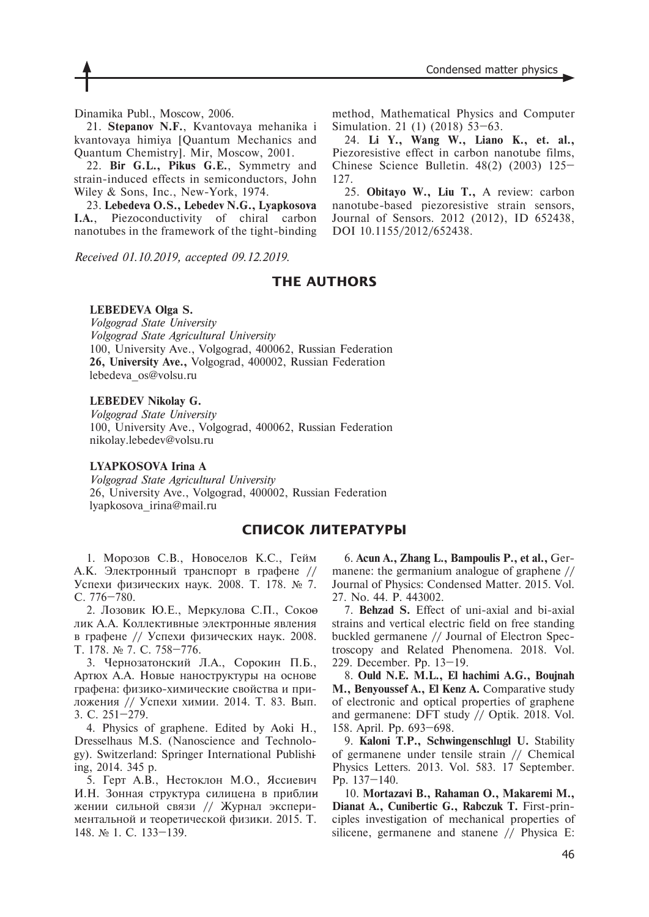Dinamika Publ., Moscow, 2006.

21. **Stepanov N.F.**, Kvantovaya mehanika i kvantovaya himiya [Quantum Mechanics and Quantum Chemistry]. Mir, Moscow, 2001.

22. **Bir G.L., Pikus G.E.**, Symmetry and strain-induced effects in semiconductors, John Wiley & Sons, Inc., New-York, 1974.

23. **Lebedeva O.S., Lebedev N.G., Lyapkosova I.A.**, Piezoconductivity of chiral carbon nanotubes in the framework of the tight-binding method, Mathematical Physics and Computer Simulation. 21 (1) (2018) 53–63.

24. **Li Y., Wang W., Liano K., et. al.,** Piezoresistive effect in carbon nanotube films, Chinese Science Bulletin. 48(2) (2003) 125–127.

25. **Obitayo W., Liu T.,** A review: carbon nanotube-based piezoresistive strain sensors, Journal of Sensors. 2012 (2012), ID 652438, DOI 10.1155/2012/652438.

*Received 01.10.2019, accepted 09.12.2019.*

## THE AUTHORS

**LEBEDEVA Olga S.**
*Volgograd State University*
*Volgograd State Agricultural University*
100, University Ave., Volgograd, 400062, Russian Federation
**26, University Ave.,** Volgograd, 400002, Russian Federation
lebedeva_os@volsu.ru

**LEBEDEV Nikolay G.**
*Volgograd State University*
100, University Ave., Volgograd, 400062, Russian Federation
nikolay.lebedev@volsu.ru

**LYAPKOSOVA Irina A**
*Volgograd State Agricultural University*
26, University Ave., Volgograd, 400002, Russian Federation
lyapkosova_irina@mail.ru

## СПИСОК ЛИТЕРАТУРЫ

1. Морозов С.В., Новоселов К.С., Гейм А.К. Электронный транспорт в графене // Успехи физических наук. 2008. Т. 178. № 7. С. 776–780.

2. Лозовик Ю.Е., Меркулова С.П., Соколик А.А. Коллективные электронные явления в графене // Успехи физических наук. 2008. Т. 178. № 7. С. 758–776.

3. Чернозатонский Л.А., Сорокин П.Б., Артюх А.А. Новые наноструктуры на основе графена: физико-химические свойства и приложения // Успехи химии. 2014. Т. 83. Вып. 3. С. 251–279.

4. Physics of graphene. Edited by Aoki H., Dresselhaus M.S. (Nanoscience and Technology). Switzerland: Springer International Publishing, 2014. 345 p.

5. Герт А.В., Нестоклон М.О., Яссиевич И.Н. Зонная структура силицена в приближении сильной связи // Журнал экспериментальной и теоретической физики. 2015. Т. 148. № 1. С. 133–139.

6. **Acun A., Zhang L., Bampoulis P., et al.,** Germanene: the germanium analogue of graphene // Journal of Physics: Condensed Matter. 2015. Vol. 27. No. 44. P. 443002.

7. **Behzad S.** Effect of uni-axial and bi-axial strains and vertical electric field on free standing buckled germanene // Journal of Electron Spectroscopy and Related Phenomena. 2018. Vol. 229. December. Pp. 13–19.

8. **Ould N.E. M.L., El hachimi A.G., Boujnah M., Benyoussef A., El Kenz A.** Comparative study of electronic and optical properties of graphene and germanene: DFT study // Optik. 2018. Vol. 158. April. Pp. 693–698.

9. **Kaloni T.P., Schwingenschlugl U.** Stability of germanene under tensile strain // Chemical Physics Letters. 2013. Vol. 583. 17 September. Pp. 137–140.

10. **Mortazavi B., Rahaman O., Makaremi M., Dianat A., Cunibertic G., Rabczuk T.** First-principles investigation of mechanical properties of silicene, germanene and stanene // Physica E: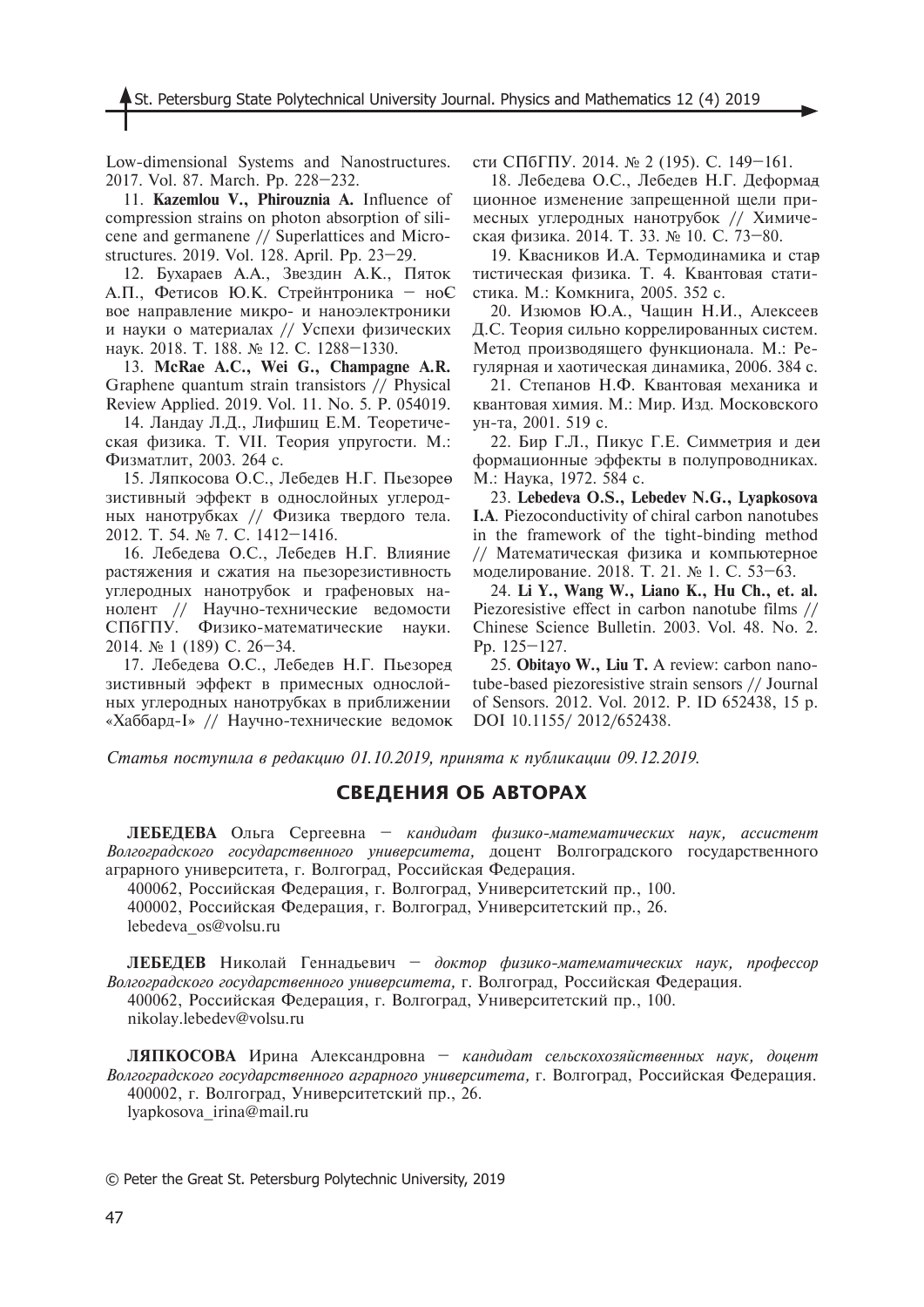Low-dimensional Systems and Nanostructures. 2017. Vol. 87. March. Pp. 228–232.

11. **Kazemlou V., Phirouznia A.** Influence of compression strains on photon absorption of silicene and germanene // Superlattices and Microstructures. 2019. Vol. 128. April. Pp. 23–29.

12. Бухараев А.А., Звездин А.К., Пяток А.П., Фетисов Ю.К. Стрейнтроника – новое направление микро- и наноэлектроники и науки о материалах // Успехи физических наук. 2018. Т. 188. № 12. С. 1288–1330.

13. **McRae A.C., Wei G., Champagne A.R.** Graphene quantum strain transistors // Physical Review Applied. 2019. Vol. 11. No. 5. P. 054019.

14. Ландау Л.Д., Лифшиц Е.М. Теоретическая физика. Т. VII. Теория упругости. М.: Физматлит, 2003. 264 с.

15. Ляпкосова О.С., Лебедев Н.Г. Пьезорезистивный эффект в однослойных углеродных нанотрубках // Физика твердого тела. 2012. Т. 54. № 7. С. 1412–1416.

16. Лебедева О.С., Лебедев Н.Г. Влияние растяжения и сжатия на пьезорезистивность углеродных нанотрубок и графеновых нанолент // Научно-технические ведомости СПбГПУ. Физико-математические науки. 2014. № 1 (189) С. 26–34.

17. Лебедева О.С., Лебедев Н.Г. Пьезорезистивный эффект в примесных однослойных углеродных нанотрубках в приближении «Хаббард-I» // Научно-технические ведомости СПбГПУ. 2014. № 2 (195). С. 149–161.

18. Лебедева О.С., Лебедев Н.Г. Деформационное изменение запрещенной щели примесных углеродных нанотрубок // Химическая физика. 2014. Т. 33. № 10. С. 73–80.

19. Квасников И.А. Термодинамика и статистическая физика. Т. 4. Квантовая статистика. М.: Комкнига, 2005. 352 с.

20. Изюмов Ю.А., Чащин Н.И., Алексеев Д.С. Теория сильно коррелированных систем. Метод производящего функционала. М.: Регулярная и хаотическая динамика, 2006. 384 с.

21. Степанов Н.Ф. Квантовая механика и квантовая химия. М.: Мир. Изд. Московского ун-та, 2001. 519 с.

22. Бир Г.Л., Пикус Г.Е. Симметрия и деформационные эффекты в полупроводниках. М.: Наука, 1972. 584 с.

23. **Lebedeva O.S., Lebedev N.G., Lyapkosova I.A**. Piezoconductivity of chiral carbon nanotubes in the framework of the tight-binding method // Математическая физика и компьютерное моделирование. 2018. Т. 21. № 1. С. 53–63.

24. **Li Y., Wang W., Liano K., Hu Ch., et. al.** Piezoresistive effect in carbon nanotube films // Chinese Science Bulletin. 2003. Vol. 48. No. 2. Pp. 125–127.

25. **Obitayo W., Liu T.** A review: carbon nanotube-based piezoresistive strain sensors // Journal of Sensors. 2012. Vol. 2012. P. ID 652438, 15 p. DOI 10.1155/ 2012/652438.

*Статья поступила в редакцию 01.10.2019, принята к публикации 09.12.2019.*

## СВЕДЕНИЯ ОБ АВТОРАХ

**ЛЕБЕДЕВА** Ольга Сергеевна – *кандидат физико-математических наук, ассистент Волгоградского государственного университета,* доцент Волгоградского государственного аграрного университета, г. Волгоград, Российская Федерация.

400062, Российская Федерация, г. Волгоград, Университетский пр., 100.
400002, Российская Федерация, г. Волгоград, Университетский пр., 26.
lebedeva_os@volsu.ru

**ЛЕБЕДЕВ** Николай Геннадьевич – *доктор физико-математических наук, профессор Волгоградского государственного университета,* г. Волгоград, Российская Федерация.

400062, Российская Федерация, г. Волгоград, Университетский пр., 100.
nikolay.lebedev@volsu.ru

**ЛЯПКОСОВА** Ирина Александровна – *кандидат сельскохозяйственных наук, доцент Волгоградского государственного аграрного университета,* г. Волгоград, Российская Федерация.

400002, г. Волгоград, Университетский пр., 26.
lyapkosova_irina@mail.ru

© Peter the Great St. Petersburg Polytechnic University, 2019